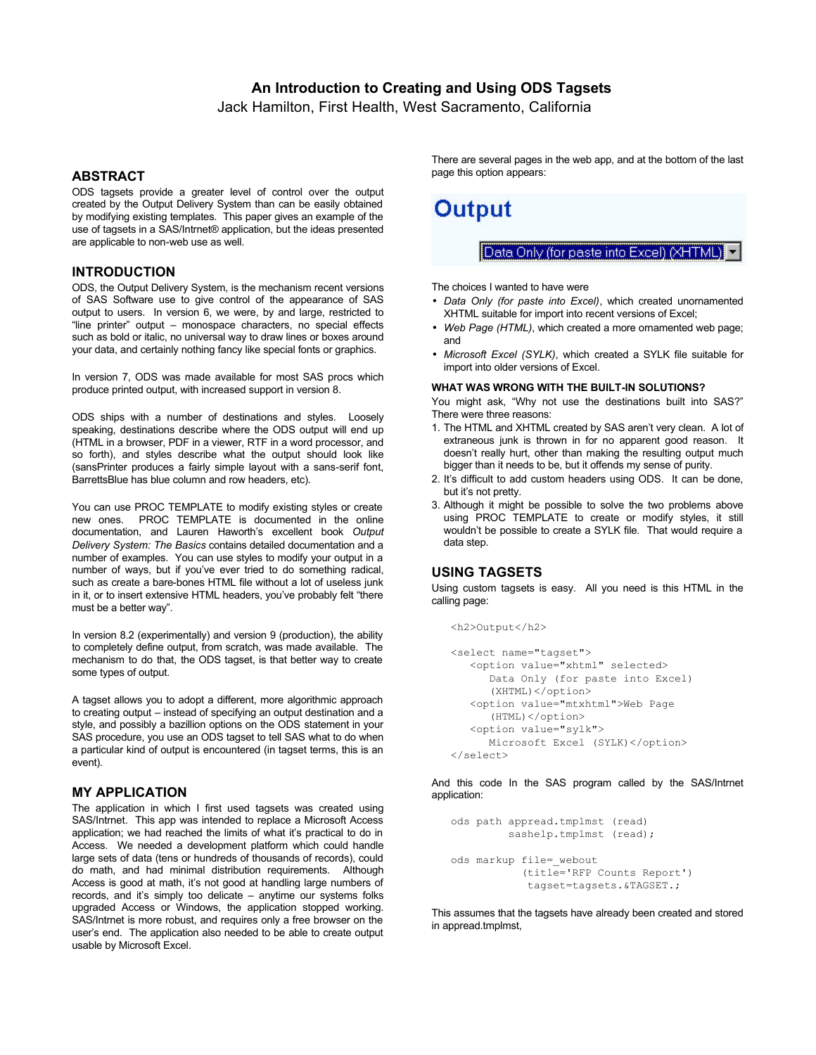# An Introduction to Creating and Using ODS Tagsets

Jack Hamilton, First Health, West Sacramento, California

## ABSTRACT

ODS tagsets provide a greater level of control over the output created by the Output Delivery System than can be easily obtained by modifying existing templates. This paper gives an example of the use of tagsets in a SAS/Intrnet® application, but the ideas presented are applicable to non-web use as well.

## INTRODUCTION

ODS, the Output Delivery System, is the mechanism recent versions of SAS Software use to give control of the appearance of SAS output to users. In version 6, we were, by and large, restricted to "line printer" output – monospace characters, no special effects such as bold or italic, no universal way to draw lines or boxes around your data, and certainly nothing fancy like special fonts or graphics.

In version 7, ODS was made available for most SAS procs which produce printed output, with increased support in version 8.

ODS ships with a number of destinations and styles. Loosely speaking, destinations describe where the ODS output will end up (HTML in a browser, PDF in a viewer, RTF in a word processor, and so forth), and styles describe what the output should look like (sansPrinter produces a fairly simple layout with a sans-serif font, BarrettsBlue has blue column and row headers, etc).

You can use PROC TEMPLATE to modify existing styles or create new ones. PROC TEMPLATE is documented in the online documentation, and Lauren Haworth's excellent book *Output Delivery System: The Basics* contains detailed documentation and a number of examples. You can use styles to modify your output in a number of ways, but if you've ever tried to do something radical, such as create a bare-bones HTML file without a lot of useless junk in it, or to insert extensive HTML headers, you've probably felt "there must be a better way".

In version 8.2 (experimentally) and version 9 (production), the ability to completely define output, from scratch, was made available. The mechanism to do that, the ODS tagset, is that better way to create some types of output.

A tagset allows you to adopt a different, more algorithmic approach to creating output – instead of specifying an output destination and a style, and possibly a bazillion options on the ODS statement in your SAS procedure, you use an ODS tagset to tell SAS what to do when a particular kind of output is encountered (in tagset terms, this is an event).

## MY APPLICATION

The application in which I first used tagsets was created using SAS/Intrnet. This app was intended to replace a Microsoft Access application; we had reached the limits of what it's practical to do in Access. We needed a development platform which could handle large sets of data (tens or hundreds of thousands of records), could do math, and had minimal distribution requirements. Although Access is good at math, it's not good at handling large numbers of records, and it's simply too delicate – anytime our systems folks upgraded Access or Windows, the application stopped working. SAS/Intrnet is more robust, and requires only a free browser on the user's end. The application also needed to be able to create output usable by Microsoft Excel.

There are several pages in the web app, and at the bottom of the last page this option appears:

**Output**

[Data Only (for paste into Excel) (XHTML) ▼]

The choices I wanted to have were

- *Data Only (for paste into Excel)*, which created unornamented XHTML suitable for import into recent versions of Excel;
- *Web Page (HTML)*, which created a more ornamented web page; and
- *Microsoft Excel (SYLK)*, which created a SYLK file suitable for import into older versions of Excel.

### WHAT WAS WRONG WITH THE BUILT-IN SOLUTIONS?

You might ask, "Why not use the destinations built into SAS?" There were three reasons:

1. The HTML and XHTML created by SAS aren't very clean. A lot of extraneous junk is thrown in for no apparent good reason. It doesn't really hurt, other than making the resulting output much bigger than it needs to be, but it offends my sense of purity.
2. It's difficult to add custom headers using ODS. It can be done, but it's not pretty.
3. Although it might be possible to solve the two problems above using PROC TEMPLATE to create or modify styles, it still wouldn't be possible to create a SYLK file. That would require a data step.

## USING TAGSETS

Using custom tagsets is easy. All you need is this HTML in the calling page:

```
<h2>Output</h2>

<select name="tagset">
   <option value="xhtml" selected>
      Data Only (for paste into Excel)
      (XHTML)</option>
   <option value="mtxhtml">Web Page
      (HTML)</option>
   <option value="sylk">
      Microsoft Excel (SYLK)</option>
</select>
```

And this code In the SAS program called by the SAS/Intrnet application:

```
ods path appread.tmplmst (read)
         sashelp.tmplmst (read);

ods markup file=_webout
           (title='RFP Counts Report')
            tagset=tagsets.&TAGSET.;
```

This assumes that the tagsets have already been created and stored in appread.tmplmst,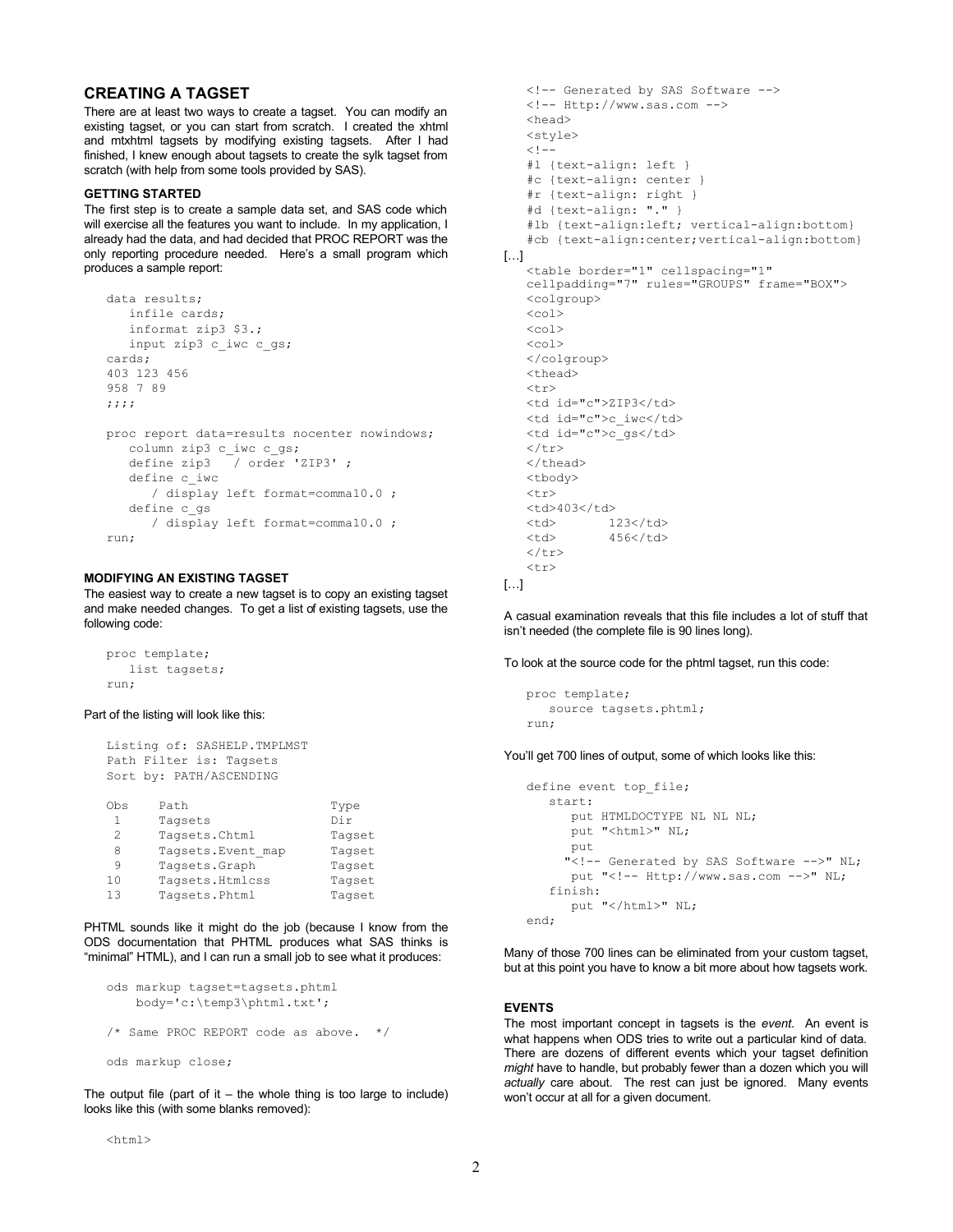## CREATING A TAGSET

There are at least two ways to create a tagset. You can modify an existing tagset, or you can start from scratch. I created the xhtml and mtxhtml tagsets by modifying existing tagsets. After I had finished, I knew enough about tagsets to create the sylk tagset from scratch (with help from some tools provided by SAS).

### GETTING STARTED

The first step is to create a sample data set, and SAS code which will exercise all the features you want to include. In my application, I already had the data, and had decided that PROC REPORT was the only reporting procedure needed. Here's a small program which produces a sample report:

```
data results;
   infile cards;
   informat zip3 $3.;
   input zip3 c_iwc c_gs;
cards;
403 123 456
958 7 89
;;;;

proc report data=results nocenter nowindows;
   column zip3 c_iwc c_gs;
   define zip3   / order 'ZIP3' ;
   define c_iwc
      / display left format=comma10.0 ;
   define c_gs
      / display left format=comma10.0 ;
run;
```

### MODIFYING AN EXISTING TAGSET

The easiest way to create a new tagset is to copy an existing tagset and make needed changes. To get a list of existing tagsets, use the following code:

```
proc template;
   list tagsets;
run;
```

Part of the listing will look like this:

```
Listing of: SASHELP.TMPLMST
Path Filter is: Tagsets
Sort by: PATH/ASCENDING

Obs    Path                Type
 1     Tagsets             Dir
 2     Tagsets.Chtml       Tagset
 8     Tagsets.Event_map   Tagset
 9     Tagsets.Graph       Tagset
10     Tagsets.Htmlcss     Tagset
13     Tagsets.Phtml       Tagset
```

PHTML sounds like it might do the job (because I know from the ODS documentation that PHTML produces what SAS thinks is "minimal" HTML), and I can run a small job to see what it produces:

```
ods markup tagset=tagsets.phtml
    body='c:\temp3\phtml.txt';

/* Same PROC REPORT code as above.  */

ods markup close;
```

The output file (part of it – the whole thing is too large to include) looks like this (with some blanks removed):

```
<html>
<!-- Generated by SAS Software -->
<!-- Http://www.sas.com -->
<head>
<style>
<!--
#l {text-align: left }
#c {text-align: center }
#r {text-align: right }
#d {text-align: "." }
#lb {text-align:left; vertical-align:bottom}
#cb {text-align:center;vertical-align:bottom}
```

[…]

```
<table border="1" cellspacing="1"
cellpadding="7" rules="GROUPS" frame="BOX">
<colgroup>
<col>
<col>
<col>
</colgroup>
<thead>
<tr>
<td id="c">ZIP3</td>
<td id="c">c_iwc</td>
<td id="c">c_gs</td>
</tr>
</thead>
<tbody>
<tr>
<td>403</td>
<td>       123</td>
<td>       456</td>
</tr>
<tr>
```

[…]

A casual examination reveals that this file includes a lot of stuff that isn't needed (the complete file is 90 lines long).

To look at the source code for the phtml tagset, run this code:

```
proc template;
   source tagsets.phtml;
run;
```

You'll get 700 lines of output, some of which looks like this:

```
define event top_file;
   start:
      put HTMLDOCTYPE NL NL NL;
      put "<html>" NL;
      put
     "<!-- Generated by SAS Software -->" NL;
      put "<!-- Http://www.sas.com -->" NL;
   finish:
      put "</html>" NL;
end;
```

Many of those 700 lines can be eliminated from your custom tagset, but at this point you have to know a bit more about how tagsets work.

### EVENTS

The most important concept in tagsets is the *event*. An event is what happens when ODS tries to write out a particular kind of data. There are dozens of different events which your tagset definition *might* have to handle, but probably fewer than a dozen which you will *actually* care about. The rest can just be ignored. Many events won't occur at all for a given document.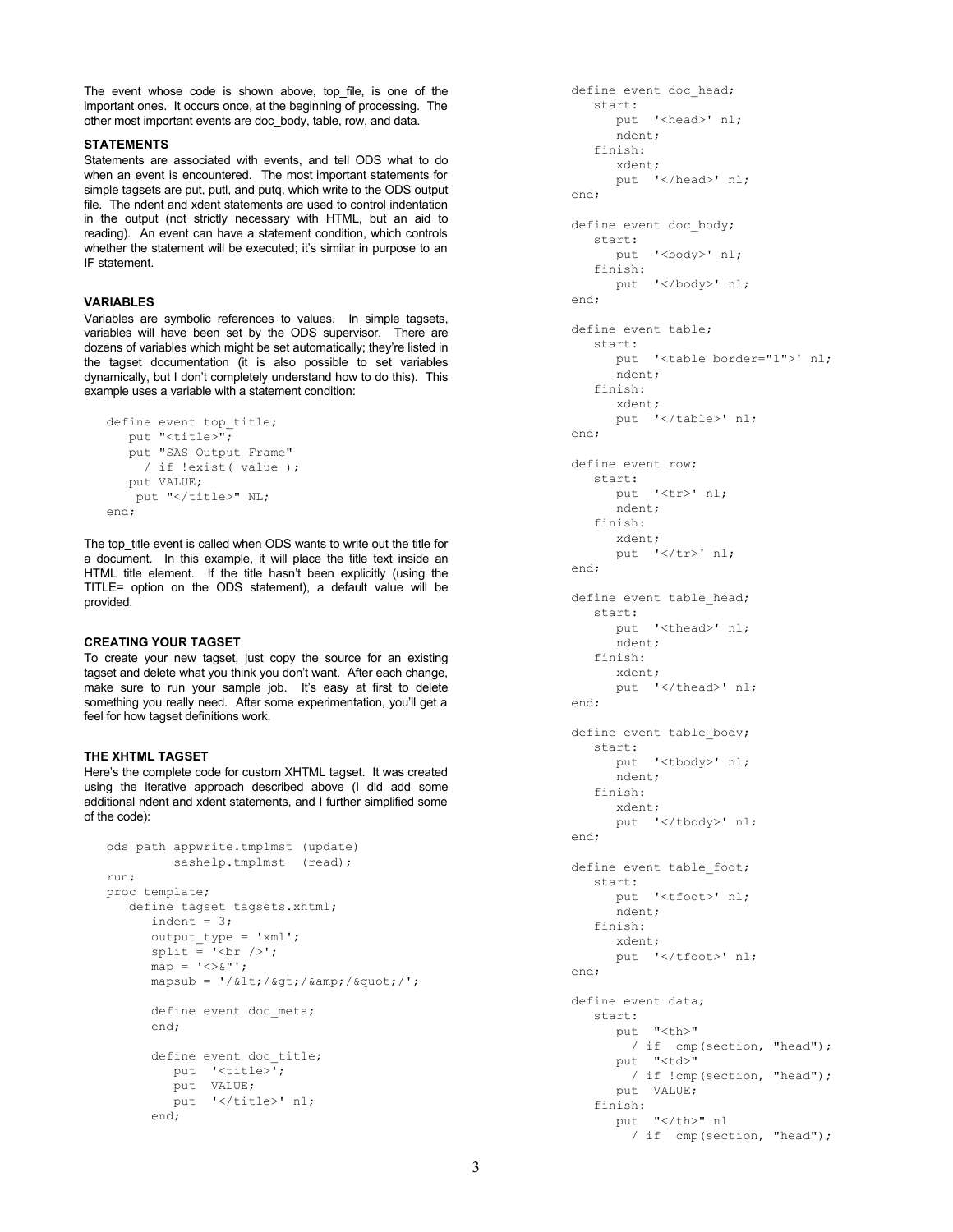The event whose code is shown above, top_file, is one of the important ones. It occurs once, at the beginning of processing. The other most important events are doc_body, table, row, and data.

### STATEMENTS

Statements are associated with events, and tell ODS what to do when an event is encountered. The most important statements for simple tagsets are put, putl, and putq, which write to the ODS output file. The ndent and xdent statements are used to control indentation in the output (not strictly necessary with HTML, but an aid to reading). An event can have a statement condition, which controls whether the statement will be executed; it's similar in purpose to an IF statement.

### VARIABLES

Variables are symbolic references to values. In simple tagsets, variables will have been set by the ODS supervisor. There are dozens of variables which might be set automatically; they're listed in the tagset documentation (it is also possible to set variables dynamically, but I don't completely understand how to do this). This example uses a variable with a statement condition:

```
define event top_title;
   put "<title>";
   put "SAS Output Frame"
     / if !exist( value );
   put VALUE;
    put "</title>" NL;
end;
```

The top_title event is called when ODS wants to write out the title for a document. In this example, it will place the title text inside an HTML title element. If the title hasn't been explicitly (using the TITLE= option on the ODS statement), a default value will be provided.

### CREATING YOUR TAGSET

To create your new tagset, just copy the source for an existing tagset and delete what you think you don't want. After each change, make sure to run your sample job. It's easy at first to delete something you really need. After some experimentation, you'll get a feel for how tagset definitions work.

### THE XHTML TAGSET

Here's the complete code for custom XHTML tagset. It was created using the iterative approach described above (I did add some additional ndent and xdent statements, and I further simplified some of the code):

```
ods path appwrite.tmplmst (update)
         sashelp.tmplmst  (read);
run;
proc template;
   define tagset tagsets.xhtml;
      indent = 3;
      output_type = 'xml';
      split = '<br />';
      map = '<>&"';
      mapsub = '/&lt;/&gt;/&amp;/&quot;/';

      define event doc_meta;
      end;

      define event doc_title;
         put  '<title>';
         put  VALUE;
         put  '</title>' nl;
      end;

      define event doc_head;
         start:
            put  '<head>' nl;
            ndent;
         finish:
            xdent;
            put  '</head>' nl;
      end;

      define event doc_body;
         start:
            put  '<body>' nl;
         finish:
            put  '</body>' nl;
      end;

      define event table;
         start:
            put  '<table border="1">' nl;
            ndent;
         finish:
            xdent;
            put  '</table>' nl;
      end;

      define event row;
         start:
            put  '<tr>' nl;
            ndent;
         finish:
            xdent;
            put  '</tr>' nl;
      end;

      define event table_head;
         start:
            put  '<thead>' nl;
            ndent;
         finish:
            xdent;
            put  '</thead>' nl;
      end;

      define event table_body;
         start:
            put  '<tbody>' nl;
            ndent;
         finish:
            xdent;
            put  '</tbody>' nl;
      end;

      define event table_foot;
         start:
            put  '<tfoot>' nl;
            ndent;
         finish:
            xdent;
            put  '</tfoot>' nl;
      end;

      define event data;
         start:
            put  "<th>"
              / if  cmp(section, "head");
            put  "<td>"
              / if !cmp(section, "head");
            put  VALUE;
         finish:
            put  "</th>" nl
              / if  cmp(section, "head");
```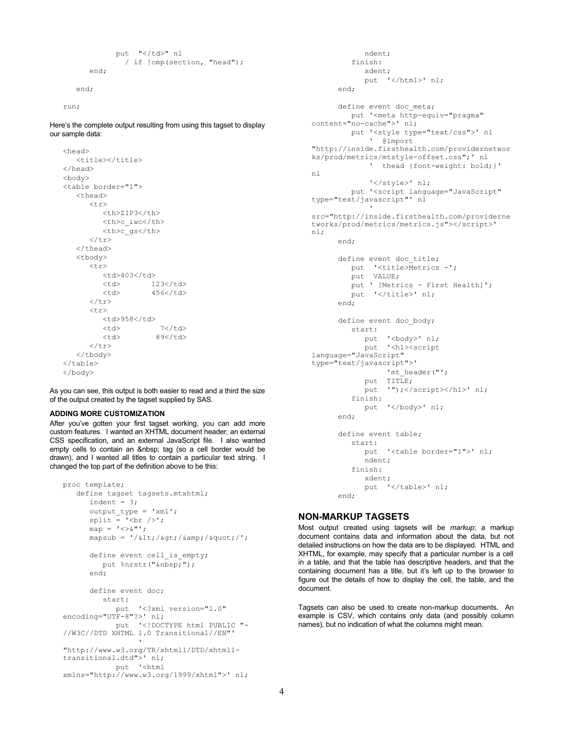```
            put  "</td>" nl
               / if !cmp(section, "head");
      end;

   end;

run;
```

Here's the complete output resulting from using this tagset to display our sample data:

```
<head>
   <title></title>
</head>
<body>
<table border="1">
   <thead>
      <tr>
         <th>ZIP3</th>
         <th>c_iwc</th>
         <th>c_gs</th>
      </tr>
   </thead>
   <tbody>
      <tr>
         <td>403</td>
         <td>       123</td>
         <td>       456</td>
      </tr>
      <tr>
         <td>958</td>
         <td>         7</td>
         <td>        89</td>
      </tr>
   </tbody>
</table>
</body>
```

As you can see, this output is both easier to read and a third the size of the output created by the tagset supplied by SAS.

**ADDING MORE CUSTOMIZATION**

After you've gotten your first tagset working, you can add more custom features. I wanted an XHTML document header, an external CSS specification, and an external JavaScript file. I also wanted empty cells to contain an &nbsp; tag (so a cell border would be drawn), and I wanted all titles to contain a particular text string. I changed the top part of the definition above to be this:

```
proc template;
   define tagset tagsets.mtxhtml;
      indent = 3;
      output_type = 'xml';
      split = '<br />';
      map = '<>&"';
      mapsub = '/&lt;/&gt;/&amp;/&quot;/';

      define event cell_is_empty;
         put %nrstr("&nbsp;");
      end;

      define event doc;
         start:
            put  '<?xml version="1.0"
encoding="UTF-8"?>' nl;
            put  '<!DOCTYPE html PUBLIC "-
//W3C//DTD XHTML 1.0 Transitional//EN"'
               '
"http://www.w3.org/TR/xhtml1/DTD/xhtml1-
transitional.dtd">' nl;
            put  '<html
xmlns="http://www.w3.org/1999/xhtml">' nl;
            ndent;
         finish:
            xdent;
            put  '</html>' nl;
      end;

      define event doc_meta;
         put '<meta http-equiv="pragma"
content="no-cache">' nl;
         put '<style type="text/css">' nl
             '  @import
"http://inside.firsthealth.com/providernetwor
ks/prod/metrics/mtstyle-offset.css";' nl
             '  thead {font-weight: bold;}'
nl
             '</style>' nl;
         put '<script language="JavaScript"
type="text/javascript"' nl
             '
src="http://inside.firsthealth.com/providerne
tworks/prod/metrics/metrics.js"></script>'
nl;
      end;

      define event doc_title;
         put  '<title>Metrics -';
         put  VALUE;
         put ' [Metrics - First Health]';
         put  '</title>' nl;
      end;

      define event doc_body;
         start:
            put  '<body>' nl;
            put  '<h1><script
language="JavaScript"
type="text/javascript">'
                 'mt_header("';
            put  TITLE;
            put  '");</script></h1>' nl;
         finish:
            put  '</body>' nl;
      end;

      define event table;
         start:
            put  '<table border="1">' nl;
            ndent;
         finish:
            xdent;
            put  '</table>' nl;
      end;
```

## NON-MARKUP TAGSETS

Most output created using tagsets will be *markup*; a markup document contains data and information about the data, but not detailed instructions on how the data are to be displayed. HTML and XHTML, for example, may specify that a particular number is a cell in a table, and that the table has descriptive headers, and that the containing document has a title, but it's left up to the browser to figure out the details of how to display the cell, the table, and the document.

Tagsets can also be used to create non-markup documents. An example is CSV, which contains only data (and possibly column names), but no indication of what the columns might mean.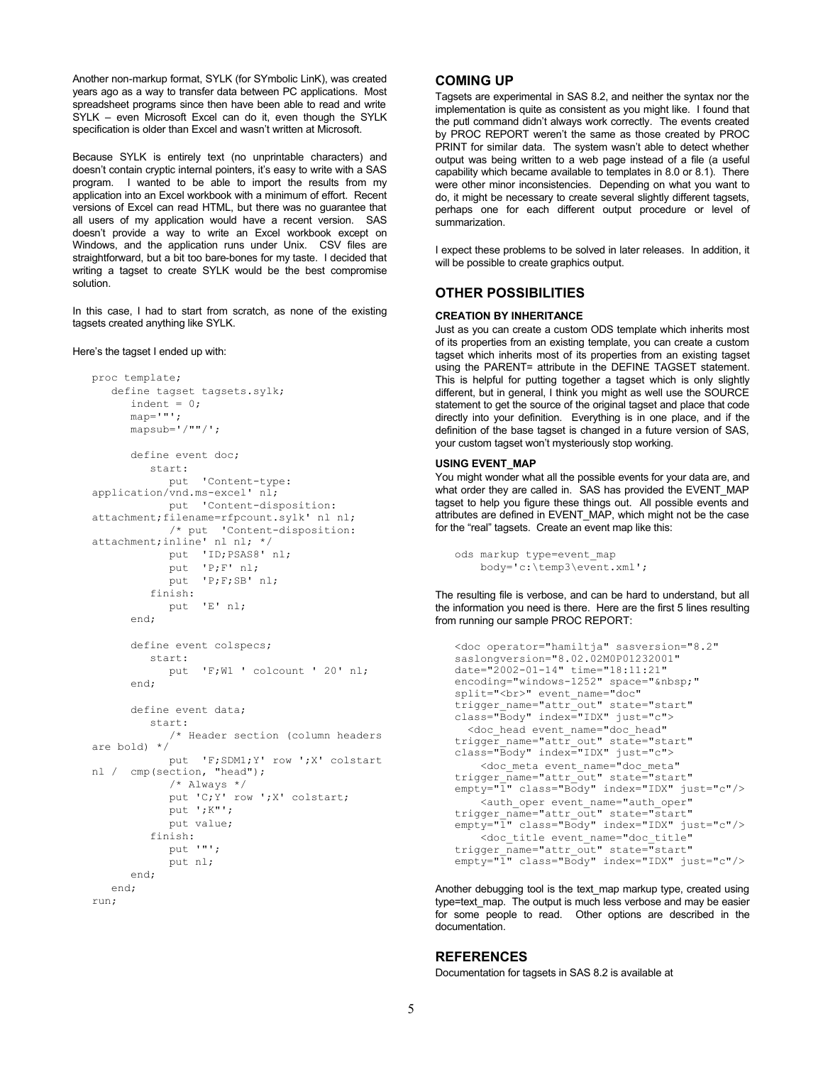Another non-markup format, SYLK (for SYmbolic LinK), was created years ago as a way to transfer data between PC applications. Most spreadsheet programs since then have been able to read and write SYLK – even Microsoft Excel can do it, even though the SYLK specification is older than Excel and wasn't written at Microsoft.

Because SYLK is entirely text (no unprintable characters) and doesn't contain cryptic internal pointers, it's easy to write with a SAS program. I wanted to be able to import the results from my application into an Excel workbook with a minimum of effort. Recent versions of Excel can read HTML, but there was no guarantee that all users of my application would have a recent version. SAS doesn't provide a way to write an Excel workbook except on Windows, and the application runs under Unix. CSV files are straightforward, but a bit too bare-bones for my taste. I decided that writing a tagset to create SYLK would be the best compromise solution.

In this case, I had to start from scratch, as none of the existing tagsets created anything like SYLK.

Here's the tagset I ended up with:

```
proc template;
   define tagset tagsets.sylk;
      indent = 0;
      map='"';
      mapsub='/""/';

      define event doc;
         start:
            put  'Content-type:
application/vnd.ms-excel' nl;
            put  'Content-disposition:
attachment;filename=rfpcount.sylk' nl nl;
            /* put  'Content-disposition:
attachment;inline' nl nl; */
            put  'ID;PSAS8' nl;
            put  'P;F' nl;
            put  'P;F;SB' nl;
         finish:
            put  'E' nl;
      end;

      define event colspecs;
         start:
            put  'F;W1 ' colcount ' 20' nl;
      end;

      define event data;
         start:
            /* Header section (column headers
are bold) */
            put  'F;SDM1;Y' row ';X' colstart
nl /  cmp(section, "head");
            /* Always */
            put 'C;Y' row ';X' colstart;
            put ';K"';
            put value;
         finish:
            put '"';
            put nl;
      end;
   end;
run;
```

## COMING UP

Tagsets are experimental in SAS 8.2, and neither the syntax nor the implementation is quite as consistent as you might like. I found that the putl command didn't always work correctly. The events created by PROC REPORT weren't the same as those created by PROC PRINT for similar data. The system wasn't able to detect whether output was being written to a web page instead of a file (a useful capability which became available to templates in 8.0 or 8.1). There were other minor inconsistencies. Depending on what you want to do, it might be necessary to create several slightly different tagsets, perhaps one for each different output procedure or level of summarization.

I expect these problems to be solved in later releases. In addition, it will be possible to create graphics output.

## OTHER POSSIBILITIES

### CREATION BY INHERITANCE

Just as you can create a custom ODS template which inherits most of its properties from an existing template, you can create a custom tagset which inherits most of its properties from an existing tagset using the PARENT= attribute in the DEFINE TAGSET statement. This is helpful for putting together a tagset which is only slightly different, but in general, I think you might as well use the SOURCE statement to get the source of the original tagset and place that code directly into your definition. Everything is in one place, and if the definition of the base tagset is changed in a future version of SAS, your custom tagset won't mysteriously stop working.

### USING EVENT_MAP

You might wonder what all the possible events for your data are, and what order they are called in. SAS has provided the EVENT_MAP tagset to help you figure these things out. All possible events and attributes are defined in EVENT_MAP, which might not be the case for the "real" tagsets. Create an event map like this:

```
ods markup type=event_map
    body='c:\temp3\event.xml';
```

The resulting file is verbose, and can be hard to understand, but all the information you need is there. Here are the first 5 lines resulting from running our sample PROC REPORT:

```
<doc operator="hamiltja" sasversion="8.2"
saslongversion="8.02.02M0P01232001"
date="2002-01-14" time="18:11:21"
encoding="windows-1252" space="&nbsp;"
split="<br>" event_name="doc"
trigger_name="attr_out" state="start"
class="Body" index="IDX" just="c">
  <doc_head event_name="doc_head"
trigger_name="attr_out" state="start"
class="Body" index="IDX" just="c">
    <doc_meta event_name="doc_meta"
trigger_name="attr_out" state="start"
empty="1" class="Body" index="IDX" just="c"/>
    <auth_oper event_name="auth_oper"
trigger_name="attr_out" state="start"
empty="1" class="Body" index="IDX" just="c"/>
    <doc_title event_name="doc_title"
trigger_name="attr_out" state="start"
empty="1" class="Body" index="IDX" just="c"/>
```

Another debugging tool is the text_map markup type, created using type=text_map. The output is much less verbose and may be easier for some people to read. Other options are described in the documentation.

## REFERENCES

Documentation for tagsets in SAS 8.2 is available at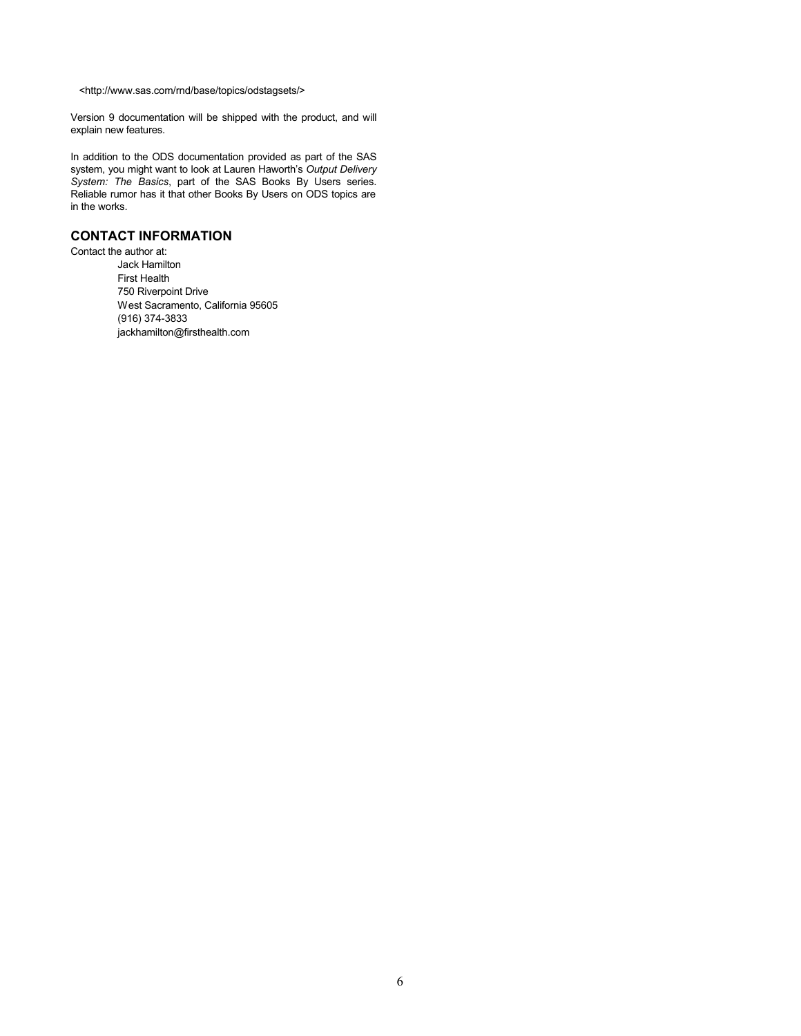<http://www.sas.com/rnd/base/topics/odstagsets/>

Version 9 documentation will be shipped with the product, and will explain new features.

In addition to the ODS documentation provided as part of the SAS system, you might want to look at Lauren Haworth's *Output Delivery System: The Basics*, part of the SAS Books By Users series. Reliable rumor has it that other Books By Users on ODS topics are in the works.

## CONTACT INFORMATION

Contact the author at:

Jack Hamilton
First Health
750 Riverpoint Drive
West Sacramento, California 95605
(916) 374-3833
jackhamilton@firsthealth.com